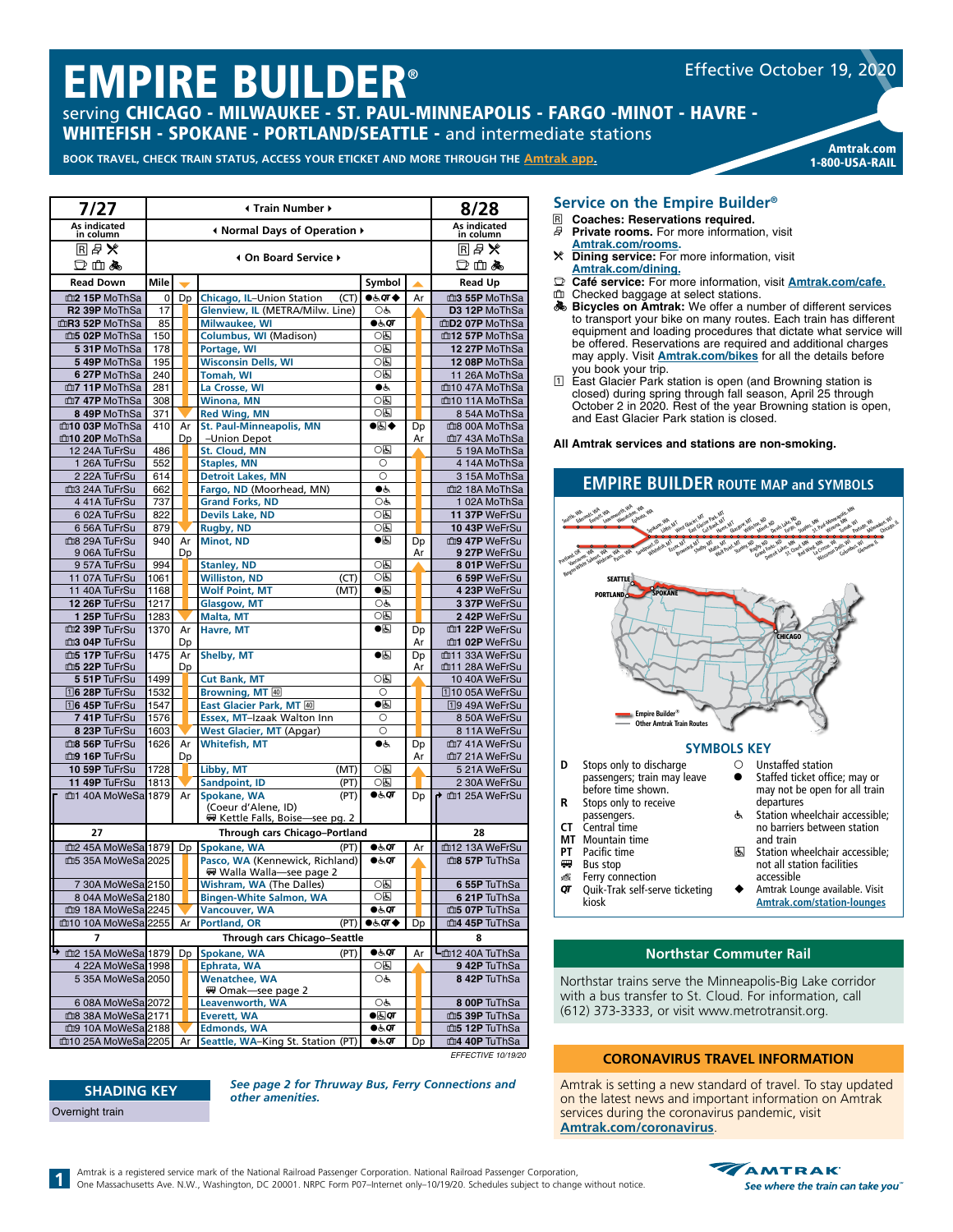# EMPIRE BUILDER®

serving **CHICAGO - MILWAUKEE - ST. PAUL-MINNEAPOLIS - FARGO - MINOT - HAVRE - WHITEFISH - SPOKANE - PORTLAND/SEATTLE** - and intermediate stations

Effective October 19, 2020

**BOOK TRAVEL, CHECK TRAIN STATUS, ACCESS YOUR ETICKET AND MORE THROUGH THE Amtrak app.**

**Amtrak.com**
**1-800-USA-RAIL**

| 7/27 | | | ◂ Train Number ▸ | | | 8/28 |
|---|---|---|---|---|---|---|
| As indicated in column | | | ◂ Normal Days of Operation ▸ | | | As indicated in column |
| R, Private rooms, Dining, Café, Checked baggage, Bicycles | | | ◂ On Board Service ▸ | | | R, Private rooms, Dining, Café, Checked baggage, Bicycles |
| **Read Down** | **Mile** | ▼ | | **Symbol** | ▲ | **Read Up** |
| 2 15P MoThSa | 0 | Dp | Chicago, IL–Union Station (CT) | ●♿QT◆ | Ar | 3 55P MoThSa |
| R2 39P MoThSa | 17 | | Glenview, IL (METRA/Milw. Line) | ○♿ | | D3 12P MoThSa |
| R3 52P MoThSa | 85 | | Milwaukee, WI | ●♿QT | | D2 07P MoThSa |
| 5 02P MoThSa | 150 | | Columbus, WI (Madison) | ○🅂 | | 12 57P MoThSa |
| 5 31P MoThSa | 178 | | Portage, WI | ○🅂 | | 12 27P MoThSa |
| 5 49P MoThSa | 195 | | Wisconsin Dells, WI | ○🅂 | | 12 08P MoThSa |
| 6 27P MoThSa | 240 | | Tomah, WI | ○🅂 | | 11 26A MoThSa |
| 7 11P MoThSa | 281 | | La Crosse, WI | ●♿ | | 10 47A MoThSa |
| 7 47P MoThSa | 308 | | Winona, MN | ○🅂 | | 10 11A MoThSa |
| 8 49P MoThSa | 371 | | Red Wing, MN | ○🅂 | | 8 54A MoThSa |
| 10 03P MoThSa | 410 | Ar | St. Paul-Minneapolis, MN | ●🅂◆ | Dp | 8 00A MoThSa |
| 10 20P MoThSa | | Dp | –Union Depot | | Ar | 7 43A MoThSa |
| 12 24A TuFrSu | 486 | | St. Cloud, MN | ○🅂 | | 5 19A MoThSa |
| 1 26A TuFrSu | 552 | | Staples, MN | ○ | | 4 14A MoThSa |
| 2 22A TuFrSu | 614 | | Detroit Lakes, MN | ○ | | 3 15A MoThSa |
| 3 24A TuFrSu | 662 | | Fargo, ND (Moorhead, MN) | ●♿ | | 2 18A MoThSa |
| 4 41A TuFrSu | 737 | | Grand Forks, ND | ○♿ | | 1 02A MoThSa |
| 6 02A TuFrSu | 822 | | Devils Lake, ND | ○🅂 | | 11 37P WeFrSu |
| 6 56A TuFrSu | 879 | | Rugby, ND | ○🅂 | | 10 43P WeFrSu |
| 8 29A TuFrSu | 940 | Ar | Minot, ND | ●🅂 | Dp | 9 47P WeFrSu |
| 9 06A TuFrSu | | Dp | | | Ar | 9 27P WeFrSu |
| 9 57A TuFrSu | 994 | | Stanley, ND | ○🅂 | | 8 01P WeFrSu |
| 11 07A TuFrSu | 1061 | | Williston, ND (CT) | ○🅂 | | 6 59P WeFrSu |
| 11 40A TuFrSu | 1168 | | Wolf Point, MT (MT) | ●🅂 | | 4 23P WeFrSu |
| 12 26P TuFrSu | 1217 | | Glasgow, MT | ○♿ | | 3 37P WeFrSu |
| 1 25P TuFrSu | 1283 | | Malta, MT | ○🅂 | | 2 42P WeFrSu |
| 2 39P TuFrSu | 1370 | Ar | Havre, MT | ●🅂 | Dp | 1 22P WeFrSu |
| 3 04P TuFrSu | | Dp | | | Ar | 1 02P WeFrSu |
| 5 17P TuFrSu | 1475 | Ar | Shelby, MT | ●🅂 | Dp | 11 33A WeFrSu |
| 5 22P TuFrSu | | Dp | | | Ar | 11 28A WeFrSu |
| 5 51P TuFrSu | 1499 | | Cut Bank, MT | ○🅂 | | 10 40A WeFrSu |
| 1 6 28P TuFrSu | 1532 | | Browning, MT 40 | ○ | | 1 10 05A WeFrSu |
| 1 6 45P TuFrSu | 1547 | | East Glacier Park, MT 40 | ●🅂 | | 1 9 49A WeFrSu |
| 7 41P TuFrSu | 1576 | | Essex, MT–Izaak Walton Inn | ○ | | 8 50A WeFrSu |
| 8 23P TuFrSu | 1603 | | West Glacier, MT (Apgar) | ○ | | 8 11A WeFrSu |
| 8 56P TuFrSu | 1626 | Ar | Whitefish, MT | ●♿ | Dp | 7 41A WeFrSu |
| 9 16P TuFrSu | | Dp | | | Ar | 7 21A WeFrSu |
| 10 59P TuFrSu | 1728 | | Libby, MT (MT) | ○🅂 | | 5 21A WeFrSu |
| 11 49P TuFrSu | 1813 | | Sandpoint, ID (PT) | ○🅂 | | 2 30A WeFrSu |
| 1 40A MoWeSa | 1879 | Ar | Spokane, WA (PT) (Coeur d'Alene, ID) 🚌 Kettle Falls, Boise—see pg. 2 | ●♿QT | Dp | 1 25A WeFrSu |
| **27** | | | **Through cars Chicago–Portland** | | | **28** |
| 2 45A MoWeSa | 1879 | Dp | Spokane, WA (PT) | ●♿QT | Ar | 12 13A WeFrSu |
| 5 35A MoWeSa | 2025 | | Pasco, WA (Kennewick, Richland) 🚌 Walla Walla—see page 2 | ●♿QT | | 8 57P TuThSa |
| 7 30A MoWeSa | 2150 | | Wishram, WA (The Dalles) | ○🅂 | | 6 55P TuThSa |
| 8 04A MoWeSa | 2180 | | Bingen-White Salmon, WA | ○🅂 | | 6 21P TuThSa |
| 9 18A MoWeSa | 2245 | | Vancouver, WA | ●♿QT | | 5 07P TuThSa |
| 10 10A MoWeSa | 2255 | Ar | Portland, OR (PT) | ●♿QT◆ | Dp | 4 45P TuThSa |
| **7** | | | **Through cars Chicago–Seattle** | | | **8** |
| 2 15A MoWeSa | 1879 | Dp | Spokane, WA (PT) | ●♿QT | Ar | 12 40A TuThSa |
| 4 22A MoWeSa | 1998 | | Ephrata, WA | ○🅂 | | 9 42P TuThSa |
| 5 35A MoWeSa | 2050 | | Wenatchee, WA 🚌 Omak—see page 2 | ○♿ | | 8 42P TuThSa |
| 6 08A MoWeSa | 2072 | | Leavenworth, WA | ○♿ | | 8 00P TuThSa |
| 8 38A MoWeSa | 2171 | | Everett, WA | ●🅂QT | | 5 39P TuThSa |
| 9 10A MoWeSa | 2188 | | Edmonds, WA | ●♿QT | | 5 12P TuThSa |
| 10 25A MoWeSa | 2205 | Ar | Seattle, WA–King St. Station (PT) | ●♿QT | Dp | 4 40P TuThSa |

*EFFECTIVE 10/19/20*

## SHADING KEY

Overnight train

*See page 2 for Thruway Bus, Ferry Connections and other amenities.*

## Service on the Empire Builder®

- R **Coaches: Reservations required.**
- **Private rooms.** For more information, visit Amtrak.com/rooms.
- **Dining service:** For more information, visit Amtrak.com/dining.
- **Café service:** For more information, visit Amtrak.com/cafe.
- Checked baggage at select stations.
- **Bicycles on Amtrak:** We offer a number of different services to transport your bike on many routes. Each train has different equipment and loading procedures that dictate what service will be offered. Reservations are required and additional charges may apply. Visit Amtrak.com/bikes for all the details before you book your trip.
- 1 East Glacier Park station is open (and Browning station is closed) during spring through fall season, April 25 through October 2 in 2020. Rest of the year Browning station is open, and East Glacier Park station is closed.

**All Amtrak services and stations are non-smoking.**

## EMPIRE BUILDER ROUTE MAP and SYMBOLS

Empire Builder®
Other Amtrak Train Routes

### SYMBOLS KEY

- **D** Stops only to discharge passengers; train may leave before time shown.
- **R** Stops only to receive passengers.
- **CT** Central time
- **MT** Mountain time
- **PT** Pacific time
- 🚌 Bus stop
- Ferry connection
- **QT** Quik-Trak self-serve ticketing kiosk
- ○ Unstaffed station
- ● Staffed ticket office; may or may not be open for all train departures
- ♿ Station wheelchair accessible; no barriers between station and train
- 🅂 Station wheelchair accessible; not all station facilities accessible
- ◆ Amtrak Lounge available. Visit Amtrak.com/station-lounges

## Northstar Commuter Rail

Northstar trains serve the Minneapolis-Big Lake corridor with a bus transfer to St. Cloud. For information, call (612) 373-3333, or visit www.metrotransit.org.

## CORONAVIRUS TRAVEL INFORMATION

Amtrak is setting a new standard of travel. To stay updated on the latest news and important information on Amtrak services during the coronavirus pandemic, visit Amtrak.com/coronavirus.

Amtrak is a registered service mark of the National Railroad Passenger Corporation. National Railroad Passenger Corporation, One Massachusetts Ave. N.W., Washington, DC 20001. NRPC Form P07–Internet only–10/19/20. Schedules subject to change without notice.

AMTRAK — *See where the train can take you*™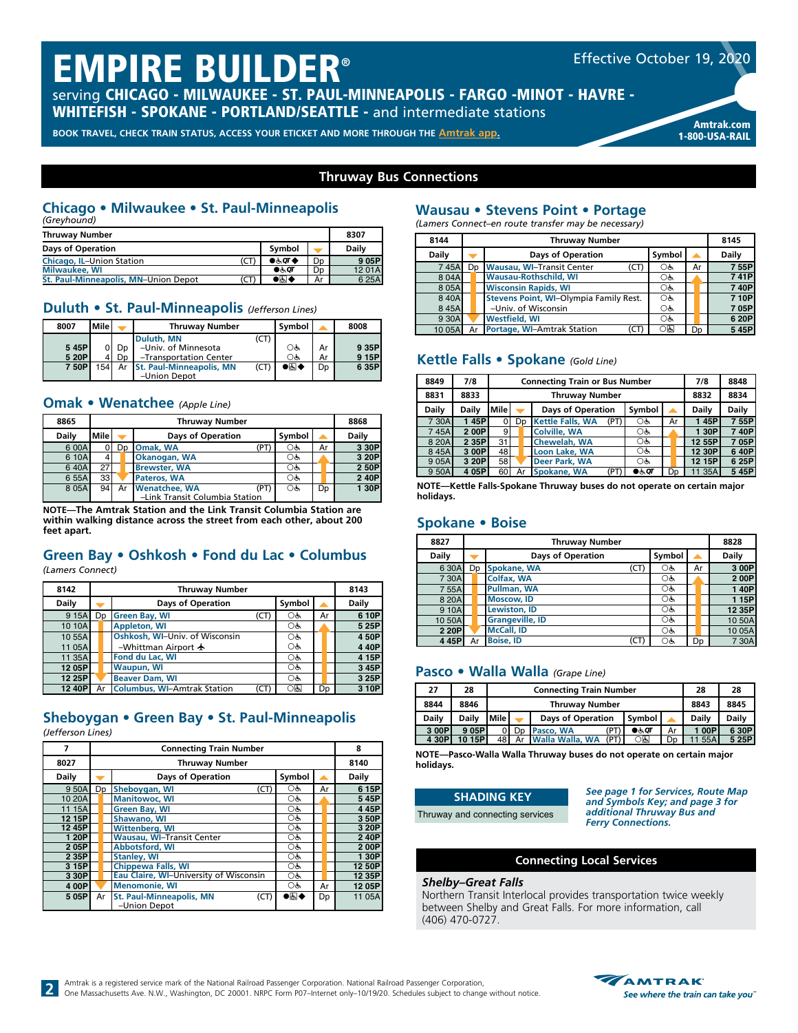# EMPIRE BUILDER®

Effective October 19, 2020

serving **CHICAGO - MILWAUKEE - ST. PAUL-MINNEAPOLIS - FARGO -MINOT - HAVRE - WHITEFISH - SPOKANE - PORTLAND/SEATTLE -** and intermediate stations

**BOOK TRAVEL, CHECK TRAIN STATUS, ACCESS YOUR ETICKET AND MORE THROUGH THE Amtrak app.**

Amtrak.com
1-800-USA-RAIL

## Thruway Bus Connections

### Chicago • Milwaukee • St. Paul-Minneapolis

*(Greyhound)*

| Thruway Number | | Symbol | | 8307 |
|---|---|---|---|---|
| Days of Operation | | | | Daily |
| Chicago, IL–Union Station | (CT) | ●♿♂◆ | Dp | 9 05P |
| Milwaukee, WI | | ●♿♂ | Dp | 12 01A |
| St. Paul-Minneapolis, MN–Union Depot | (CT) | ●◆ | Ar | 6 25A |

### Duluth • St. Paul-Minneapolis *(Jefferson Lines)*

| 8007 | Mile | | Thruway Number | Symbol | | 8008 |
|---|---|---|---|---|---|---|
| | | | Duluth, MN (CT) | | | |
| 5 45P | 0 | Dp | –Univ. of Minnesota | ○♿ | Ar | 9 35P |
| 5 20P | 4 | Dp | –Transportation Center | ○♿ | Ar | 9 15P |
| 7 50P | 154 | Ar | St. Paul-Minneapolis, MN (CT) –Union Depot | ●◆ | Dp | 6 35P |

### Omak • Wenatchee *(Apple Line)*

| 8865 | | | Thruway Number | | | 8868 |
|---|---|---|---|---|---|---|
| Daily | Mile | | Days of Operation | Symbol | | Daily |
| 6 00A | 0 | Dp | Omak, WA (PT) | ○♿ | Ar | 3 30P |
| 6 10A | 4 | | Okanogan, WA | ○♿ | | 3 20P |
| 6 40A | 27 | | Brewster, WA | ○♿ | | 2 50P |
| 6 55A | 33 | | Pateros, WA | ○♿ | | 2 40P |
| 8 05A | 94 | Ar | Wenatchee, WA (PT) –Link Transit Columbia Station | ○♿ | Dp | 1 30P |

**NOTE—The Amtrak Station and the Link Transit Columbia Station are within walking distance across the street from each other, about 200 feet apart.**

### Green Bay • Oshkosh • Fond du Lac • Columbus

*(Lamers Connect)*

| 8142 | | Thruway Number | | | 8143 |
|---|---|---|---|---|---|
| Daily | | Days of Operation | Symbol | | Daily |
| 9 15A | Dp | Green Bay, WI (CT) | ○♿ | Ar | 6 10P |
| 10 10A | | Appleton, WI | ○♿ | | 5 25P |
| 10 55A | | Oshkosh, WI–Univ. of Wisconsin | ○♿ | | 4 50P |
| 11 05A | | –Whittman Airport ✈ | ○♿ | | 4 40P |
| 11 35A | | Fond du Lac, WI | ○♿ | | 4 15P |
| 12 05P | | Waupun, WI | ○♿ | | 3 45P |
| 12 25P | | Beaver Dam, WI | ○♿ | | 3 25P |
| 12 40P | Ar | Columbus, WI–Amtrak Station (CT) | ○ | Dp | 3 10P |

### Sheboygan • Green Bay • St. Paul-Minneapolis

*(Jefferson Lines)*

| 7 | | Connecting Train Number | | | 8 |
|---|---|---|---|---|---|
| 8027 | | Thruway Number | | | 8140 |
| Daily | | Days of Operation | Symbol | | Daily |
| 9 50A | Dp | Sheboygan, WI (CT) | ○♿ | Ar | 6 15P |
| 10 20A | | Manitowoc, WI | ○♿ | | 5 45P |
| 11 15A | | Green Bay, WI | ○♿ | | 4 45P |
| 12 15P | | Shawano, WI | ○♿ | | 3 50P |
| 12 45P | | Wittenberg, WI | ○♿ | | 3 20P |
| 1 20P | | Wausau, WI–Transit Center | ○♿ | | 2 40P |
| 2 05P | | Abbotsford, WI | ○♿ | | 2 00P |
| 2 35P | | Stanley, WI | ○♿ | | 1 30P |
| 3 15P | | Chippewa Falls, WI | ○♿ | | 12 50P |
| 3 30P | | Eau Claire, WI–University of Wisconsin | ○♿ | | 12 35P |
| 4 00P | | Menomonie, WI | ○♿ | Ar | 12 05P |
| 5 05P | Ar | St. Paul-Minneapolis, MN (CT) –Union Depot | ●◆ | Dp | 11 05A |

### Wausau • Stevens Point • Portage

*(Lamers Connect–en route transfer may be necessary)*

| 8144 | | Thruway Number | | | 8145 |
|---|---|---|---|---|---|
| Daily | | Days of Operation | Symbol | | Daily |
| 7 45A | Dp | Wausau, WI–Transit Center (CT) | ○♿ | Ar | 7 55P |
| 8 04A | | Wausau-Rothschild, WI | ○♿ | | 7 41P |
| 8 05A | | Wisconsin Rapids, WI | ○♿ | | 7 40P |
| 8 40A | | Stevens Point, WI–Olympia Family Rest. | ○♿ | | 7 10P |
| 8 45A | | –Univ. of Wisconsin | ○♿ | | 7 05P |
| 9 30A | | Westfield, WI | ○♿ | | 6 20P |
| 10 05A | Ar | Portage, WI–Amtrak Station (CT) | ○ | Dp | 5 45P |

### Kettle Falls • Spokane *(Gold Line)*

| 8849 | 7/8 | | | Connecting Train or Bus Number | | | 7/8 | 8848 |
|---|---|---|---|---|---|---|---|---|
| 8831 | 8833 | | | Thruway Number | | | 8832 | 8834 |
| Daily | Daily | Mile | | Days of Operation | Symbol | | Daily | Daily |
| 7 30A | 1 45P | 0 | Dp | Kettle Falls, WA (PT) | ○♿ | Ar | 1 45P | 7 55P |
| 7 45A | 2 00P | 9 | | Colville, WA | ○♿ | | 1 30P | 7 40P |
| 8 20A | 2 35P | 31 | | Chewelah, WA | ○♿ | | 12 55P | 7 05P |
| 8 45A | 3 00P | 48 | | Loon Lake, WA | ○♿ | | 12 30P | 6 40P |
| 9 05A | 3 20P | 58 | | Deer Park, WA | ○♿ | | 12 15P | 6 25P |
| 9 50A | 4 05P | 60 | Ar | Spokane, WA (PT) | ●♿♂ | Dp | 11 35A | 5 45P |

**NOTE—Kettle Falls-Spokane Thruway buses do not operate on certain major holidays.**

### Spokane • Boise

| 8827 | | Thruway Number | | | 8828 |
|---|---|---|---|---|---|
| Daily | | Days of Operation | Symbol | | Daily |
| 6 30A | Dp | Spokane, WA (CT) | ○♿ | Ar | 3 00P |
| 7 30A | | Colfax, WA | ○♿ | | 2 00P |
| 7 55A | | Pullman, WA | ○♿ | | 1 40P |
| 8 20A | | Moscow, ID | ○♿ | | 1 15P |
| 9 10A | | Lewiston, ID | ○♿ | | 12 35P |
| 10 50A | | Grangeville, ID | ○♿ | | 10 50A |
| 2 20P | | McCall, ID | ○♿ | | 10 05A |
| 4 45P | Ar | Boise, ID (CT) | ○♿ | Dp | 7 30A |

### Pasco • Walla Walla *(Grape Line)*

| 27 | 28 | | | Connecting Train Number | | | 28 | 28 |
|---|---|---|---|---|---|---|---|---|
| 8844 | 8846 | | | Thruway Number | | | 8843 | 8845 |
| Daily | Daily | Mile | | Days of Operation | Symbol | | Daily | Daily |
| 3 00P | 9 05P | 0 | Dp | Pasco, WA (PT) | ●♿♂ | Ar | 1 00P | 6 30P |
| 4 30P | 10 15P | 48 | Ar | Walla Walla, WA (PT) | ○ | Dp | 11 55A | 5 25P |

**NOTE—Pasco-Walla Walla Thruway buses do not operate on certain major holidays.**

**SHADING KEY**

Thruway and connecting services

***See page 1 for Services, Route Map and Symbols Key; and page 3 for additional Thruway Bus and Ferry Connections.***

## Connecting Local Services

***Shelby–Great Falls***

Northern Transit Interlocal provides transportation twice weekly between Shelby and Great Falls. For more information, call (406) 470-0727.

Amtrak is a registered service mark of the National Railroad Passenger Corporation. National Railroad Passenger Corporation, One Massachusetts Ave. N.W., Washington, DC 20001. NRPC Form P07–Internet only–10/19/20. Schedules subject to change without notice.

AMTRAK *See where the train can take you*™